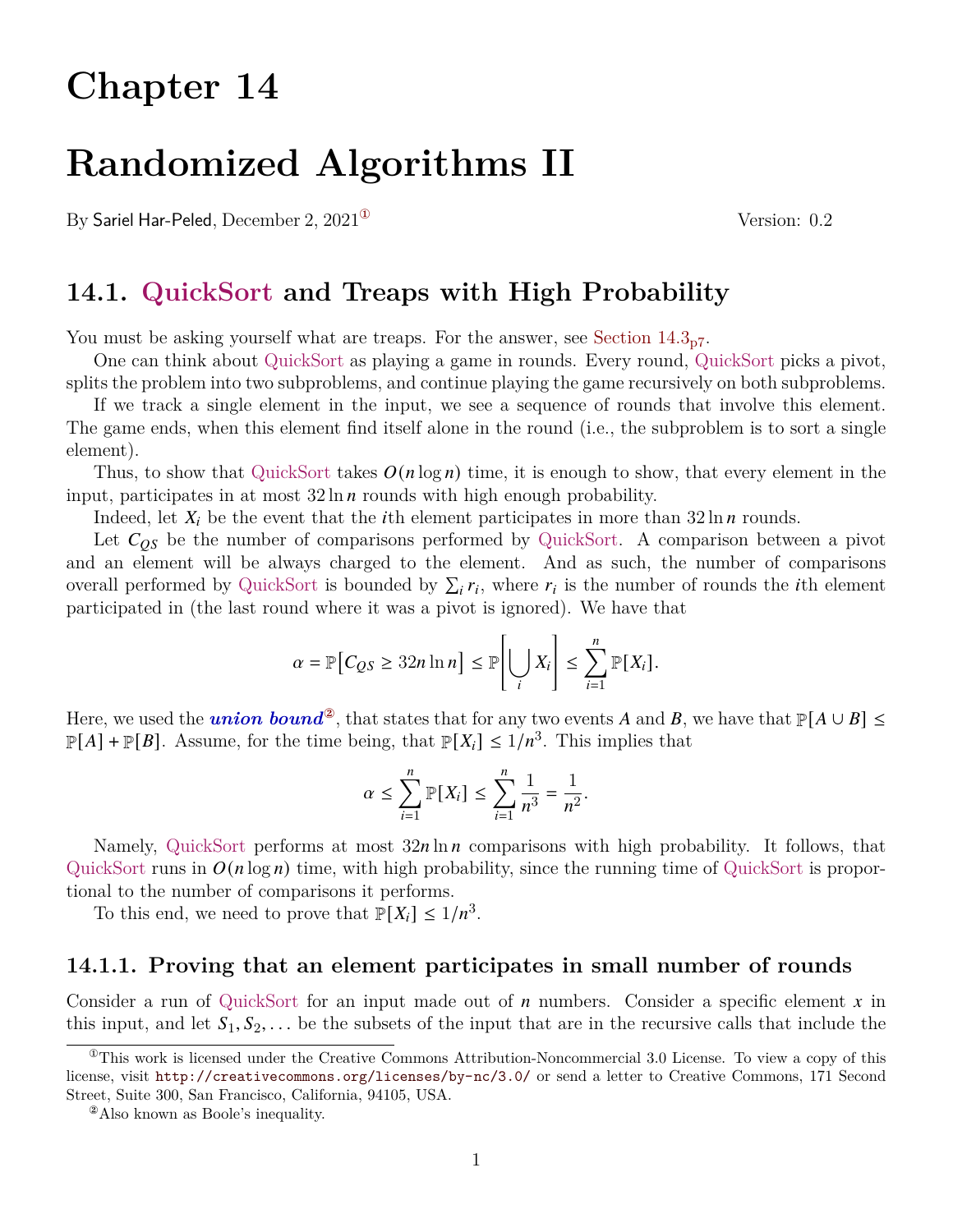# Chapter 14

# Randomized Algorithms II

By Sariel Har-Peled, December 2, 2021[1] Version: 0.2

## 14.1. QuickSort and Treaps with High Probability

You must be asking yourself what are treaps. For the answer, see Section 14.3p7.

One can think about QuickSort as playing a game in rounds. Every round, QuickSort picks a pivot, splits the problem into two subproblems, and continue playing the game recursively on both subproblems.

If we track a single element in the input, we see a sequence of rounds that involve this element. The game ends, when this element find itself alone in the round (i.e., the subproblem is to sort a single element).

Thus, to show that QuickSort takes $O(n \log n)$ time, it is enough to show, that every element in the input, participates in at most $32 \ln n$ rounds with high enough probability.

Indeed, let $X_i$ be the event that the $i$th element participates in more than $32 \ln n$ rounds.

Let $C_{QS}$ be the number of comparisons performed by QuickSort. A comparison between a pivot and an element will be always charged to the element. And as such, the number of comparisons overall performed by QuickSort is bounded by $\sum_i r_i$, where $r_i$ is the number of rounds the $i$th element participated in (the last round where it was a pivot is ignored). We have that

$$\alpha = \mathbb{P}\left[C_{QS} \geq 32n \ln n\right] \leq \mathbb{P}\left[\bigcup_i X_i\right] \leq \sum_{i=1}^{n} \mathbb{P}[X_i].$$

Here, we used the ***union bound***[2], that states that for any two events $A$ and $B$, we have that $\mathbb{P}[A \cup B] \leq \mathbb{P}[A] + \mathbb{P}[B]$. Assume, for the time being, that $\mathbb{P}[X_i] \leq 1/n^3$. This implies that

$$\alpha \leq \sum_{i=1}^{n} \mathbb{P}[X_i] \leq \sum_{i=1}^{n} \frac{1}{n^3} = \frac{1}{n^2}.$$

Namely, QuickSort performs at most $32n \ln n$ comparisons with high probability. It follows, that QuickSort runs in $O(n \log n)$ time, with high probability, since the running time of QuickSort is proportional to the number of comparisons it performs.

To this end, we need to prove that $\mathbb{P}[X_i] \leq 1/n^3$.

### 14.1.1. Proving that an element participates in small number of rounds

Consider a run of QuickSort for an input made out of $n$ numbers. Consider a specific element $x$ in this input, and let $S_1, S_2, \ldots$ be the subsets of the input that are in the recursive calls that include the

---

[1] This work is licensed under the Creative Commons Attribution-Noncommercial 3.0 License. To view a copy of this license, visit `http://creativecommons.org/licenses/by-nc/3.0/` or send a letter to Creative Commons, 171 Second Street, Suite 300, San Francisco, California, 94105, USA.

[2] Also known as Boole's inequality.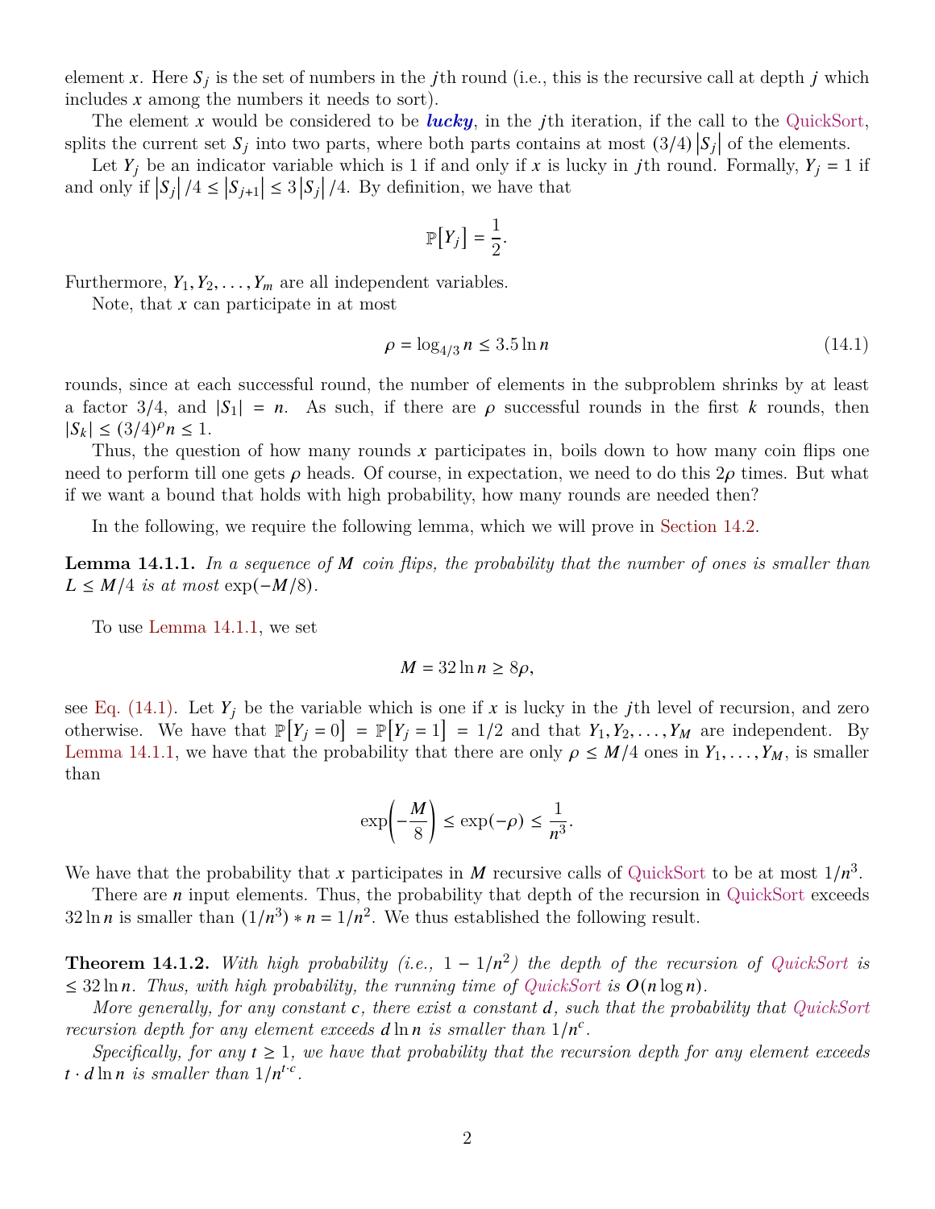element $x$. Here $S_j$ is the set of numbers in the $j$th round (i.e., this is the recursive call at depth $j$ which includes $x$ among the numbers it needs to sort).

The element $x$ would be considered to be ***lucky***, in the $j$th iteration, if the call to the QuickSort, splits the current set $S_j$ into two parts, where both parts contains at most $(3/4)\left|S_j\right|$ of the elements.

Let $Y_j$ be an indicator variable which is 1 if and only if $x$ is lucky in $j$th round. Formally, $Y_j = 1$ if and only if $\left|S_j\right|/4 \leq \left|S_{j+1}\right| \leq 3\left|S_j\right|/4$. By definition, we have that

$$\mathbb{P}\left[Y_j\right] = \frac{1}{2}.$$

Furthermore, $Y_1, Y_2, \ldots, Y_m$ are all independent variables.

Note, that $x$ can participate in at most

$$\rho = \log_{4/3} n \leq 3.5 \ln n \tag{14.1}$$

rounds, since at each successful round, the number of elements in the subproblem shrinks by at least a factor $3/4$, and $|S_1| = n$. As such, if there are $\rho$ successful rounds in the first $k$ rounds, then $|S_k| \leq (3/4)^{\rho} n \leq 1$.

Thus, the question of how many rounds $x$ participates in, boils down to how many coin flips one need to perform till one gets $\rho$ heads. Of course, in expectation, we need to do this $2\rho$ times. But what if we want a bound that holds with high probability, how many rounds are needed then?

In the following, we require the following lemma, which we will prove in Section 14.2.

**Lemma 14.1.1.** *In a sequence of $M$ coin flips, the probability that the number of ones is smaller than $L \leq M/4$ is at most $\exp(-M/8)$.*

To use Lemma 14.1.1, we set

$$M = 32 \ln n \geq 8\rho,$$

see Eq. (14.1). Let $Y_j$ be the variable which is one if $x$ is lucky in the $j$th level of recursion, and zero otherwise. We have that $\mathbb{P}\left[Y_j = 0\right] = \mathbb{P}\left[Y_j = 1\right] = 1/2$ and that $Y_1, Y_2, \ldots, Y_M$ are independent. By Lemma 14.1.1, we have that the probability that there are only $\rho \leq M/4$ ones in $Y_1, \ldots, Y_M$, is smaller than

$$\exp\left(-\frac{M}{8}\right) \leq \exp(-\rho) \leq \frac{1}{n^3}.$$

We have that the probability that $x$ participates in $M$ recursive calls of QuickSort to be at most $1/n^3$.

There are $n$ input elements. Thus, the probability that depth of the recursion in QuickSort exceeds $32 \ln n$ is smaller than $(1/n^3) * n = 1/n^2$. We thus established the following result.

**Theorem 14.1.2.** *With high probability (i.e., $1 - 1/n^2$) the depth of the recursion of QuickSort is $\leq 32 \ln n$. Thus, with high probability, the running time of QuickSort is $O(n \log n)$.*

*More generally, for any constant $c$, there exist a constant $d$, such that the probability that QuickSort recursion depth for any element exceeds $d \ln n$ is smaller than $1/n^c$.*

*Specifically, for any $t \geq 1$, we have that probability that the recursion depth for any element exceeds $t \cdot d \ln n$ is smaller than $1/n^{t \cdot c}$.*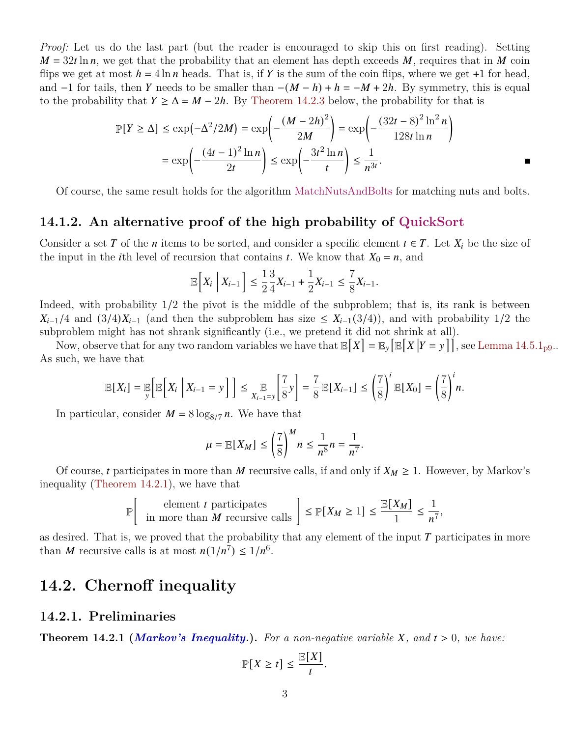*Proof:* Let us do the last part (but the reader is encouraged to skip this on first reading). Setting $M = 32t \ln n$, we get that the probability that an element has depth exceeds $M$, requires that in $M$ coin flips we get at most $h = 4 \ln n$ heads. That is, if $Y$ is the sum of the coin flips, where we get $+1$ for head, and $-1$ for tails, then $Y$ needs to be smaller than $-(M - h) + h = -M + 2h$. By symmetry, this is equal to the probability that $Y \geq \Delta = M - 2h$. By Theorem 14.2.3 below, the probability for that is

$$\mathbb{P}[Y \geq \Delta] \leq \exp\left(-\Delta^2/2M\right) = \exp\left(-\frac{(M-2h)^2}{2M}\right) = \exp\left(-\frac{(32t-8)^2 \ln^2 n}{128t \ln n}\right)$$
$$= \exp\left(-\frac{(4t-1)^2 \ln n}{2t}\right) \leq \exp\left(-\frac{3t^2 \ln n}{t}\right) \leq \frac{1}{n^{3t}}.$$

∎

Of course, the same result holds for the algorithm MatchNutsAndBolts for matching nuts and bolts.

### 14.1.2. An alternative proof of the high probability of QuickSort

Consider a set $T$ of the $n$ items to be sorted, and consider a specific element $t \in T$. Let $X_i$ be the size of the input in the $i$th level of recursion that contains $t$. We know that $X_0 = n$, and

$$\mathbb{E}\left[X_i \,\middle|\, X_{i-1}\right] \leq \frac{1}{2}\frac{3}{4}X_{i-1} + \frac{1}{2}X_{i-1} \leq \frac{7}{8}X_{i-1}.$$

Indeed, with probability 1/2 the pivot is the middle of the subproblem; that is, its rank is between $X_{i-1}/4$ and $(3/4)X_{i-1}$ (and then the subproblem has size $\leq X_{i-1}(3/4)$), and with probability 1/2 the subproblem might has not shrank significantly (i.e., we pretend it did not shrink at all).

Now, observe that for any two random variables we have that $\mathbb{E}\left[X\right] = \mathbb{E}_y\left[\mathbb{E}\left[X \,\middle|\, Y = y\right]\right]$, see Lemma 14.5.1p9.. As such, we have that

$$\mathbb{E}[X_i] = \mathbb{E}_{y}\left[\mathbb{E}\left[X_i \,\middle|\, X_{i-1} = y\right]\right] \leq \mathbb{E}_{X_{i-1}=y}\left[\frac{7}{8}y\right] = \frac{7}{8}\mathbb{E}[X_{i-1}] \leq \left(\frac{7}{8}\right)^i \mathbb{E}[X_0] = \left(\frac{7}{8}\right)^i n.$$

In particular, consider $M = 8 \log_{8/7} n$. We have that

$$\mu = \mathbb{E}[X_M] \leq \left(\frac{7}{8}\right)^M n \leq \frac{1}{n^8} n = \frac{1}{n^7}.$$

Of course, $t$ participates in more than $M$ recursive calls, if and only if $X_M \geq 1$. However, by Markov's inequality (Theorem 14.2.1), we have that

$$\mathbb{P}\left[\begin{array}{c}\text{element } t \text{ participates}\\ \text{in more than } M \text{ recursive calls}\end{array}\right] \leq \mathbb{P}[X_M \geq 1] \leq \frac{\mathbb{E}[X_M]}{1} \leq \frac{1}{n^7},$$

as desired. That is, we proved that the probability that any element of the input $T$ participates in more than $M$ recursive calls is at most $n(1/n^7) \leq 1/n^6$.

## 14.2. Chernoff inequality

### 14.2.1. Preliminaries

**Theorem 14.2.1 (*Markov's Inequality.*).** *For a non-negative variable $X$, and $t > 0$, we have:*

$$\mathbb{P}[X \geq t] \leq \frac{\mathbb{E}[X]}{t}.$$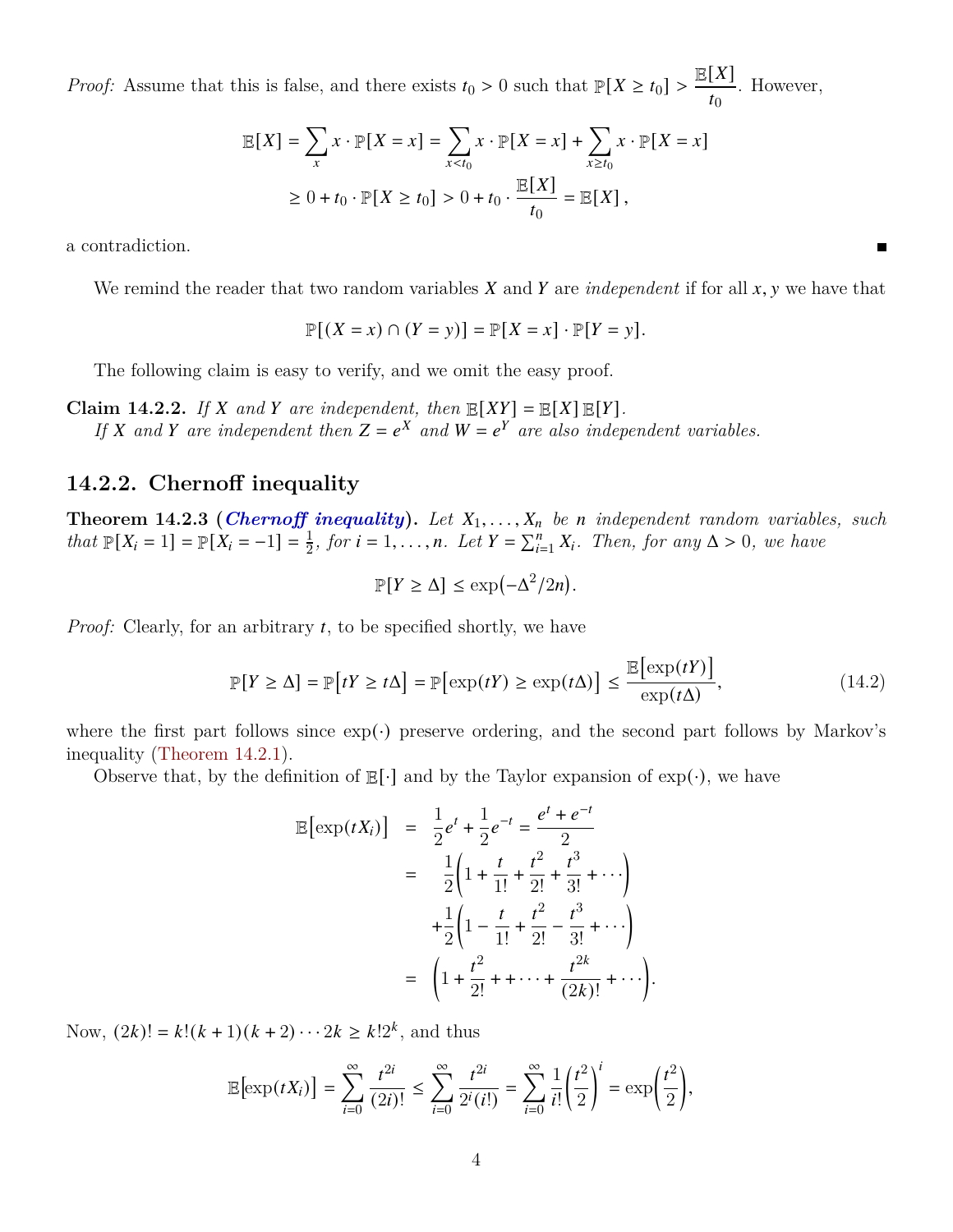*Proof:* Assume that this is false, and there exists $t_0 > 0$ such that $\mathbb{P}[X \geq t_0] > \frac{\mathbb{E}[X]}{t_0}$. However,

$$\mathbb{E}[X] = \sum_x x \cdot \mathbb{P}[X = x] = \sum_{x < t_0} x \cdot \mathbb{P}[X = x] + \sum_{x \geq t_0} x \cdot \mathbb{P}[X = x]$$
$$\geq 0 + t_0 \cdot \mathbb{P}[X \geq t_0] > 0 + t_0 \cdot \frac{\mathbb{E}[X]}{t_0} = \mathbb{E}[X],$$

a contradiction. ∎

We remind the reader that two random variables $X$ and $Y$ are *independent* if for all $x, y$ we have that

$$\mathbb{P}[(X = x) \cap (Y = y)] = \mathbb{P}[X = x] \cdot \mathbb{P}[Y = y].$$

The following claim is easy to verify, and we omit the easy proof.

**Claim 14.2.2.** *If $X$ and $Y$ are independent, then $\mathbb{E}[XY] = \mathbb{E}[X]\,\mathbb{E}[Y]$.*
*If $X$ and $Y$ are independent then $Z = e^X$ and $W = e^Y$ are also independent variables.*

### 14.2.2. Chernoff inequality

**Theorem 14.2.3 (*Chernoff inequality*).** *Let $X_1, \ldots, X_n$ be $n$ independent random variables, such that $\mathbb{P}[X_i = 1] = \mathbb{P}[X_i = -1] = \frac{1}{2}$, for $i = 1, \ldots, n$. Let $Y = \sum_{i=1}^{n} X_i$. Then, for any $\Delta > 0$, we have*

$$\mathbb{P}[Y \geq \Delta] \leq \exp\left(-\Delta^2/2n\right).$$

*Proof:* Clearly, for an arbitrary $t$, to be specified shortly, we have

$$\mathbb{P}[Y \geq \Delta] = \mathbb{P}\left[tY \geq t\Delta\right] = \mathbb{P}\left[\exp(tY) \geq \exp(t\Delta)\right] \leq \frac{\mathbb{E}\left[\exp(tY)\right]}{\exp(t\Delta)}, \tag{14.2}$$

where the first part follows since $\exp(\cdot)$ preserve ordering, and the second part follows by Markov's inequality (Theorem 14.2.1).

Observe that, by the definition of $\mathbb{E}[\cdot]$ and by the Taylor expansion of $\exp(\cdot)$, we have

$$\begin{aligned}
\mathbb{E}\left[\exp(tX_i)\right] &= \frac{1}{2}e^t + \frac{1}{2}e^{-t} = \frac{e^t + e^{-t}}{2} \\
&= \frac{1}{2}\left(1 + \frac{t}{1!} + \frac{t^2}{2!} + \frac{t^3}{3!} + \cdots\right) \\
&\quad + \frac{1}{2}\left(1 - \frac{t}{1!} + \frac{t^2}{2!} - \frac{t^3}{3!} + \cdots\right) \\
&= \left(1 + \frac{t^2}{2!} + + \cdots + \frac{t^{2k}}{(2k)!} + \cdots\right).
\end{aligned}$$

Now, $(2k)! = k!(k+1)(k+2)\cdots 2k \geq k!2^k$, and thus

$$\mathbb{E}\left[\exp(tX_i)\right] = \sum_{i=0}^{\infty} \frac{t^{2i}}{(2i)!} \leq \sum_{i=0}^{\infty} \frac{t^{2i}}{2^i(i!)} = \sum_{i=0}^{\infty} \frac{1}{i!}\left(\frac{t^2}{2}\right)^i = \exp\left(\frac{t^2}{2}\right),$$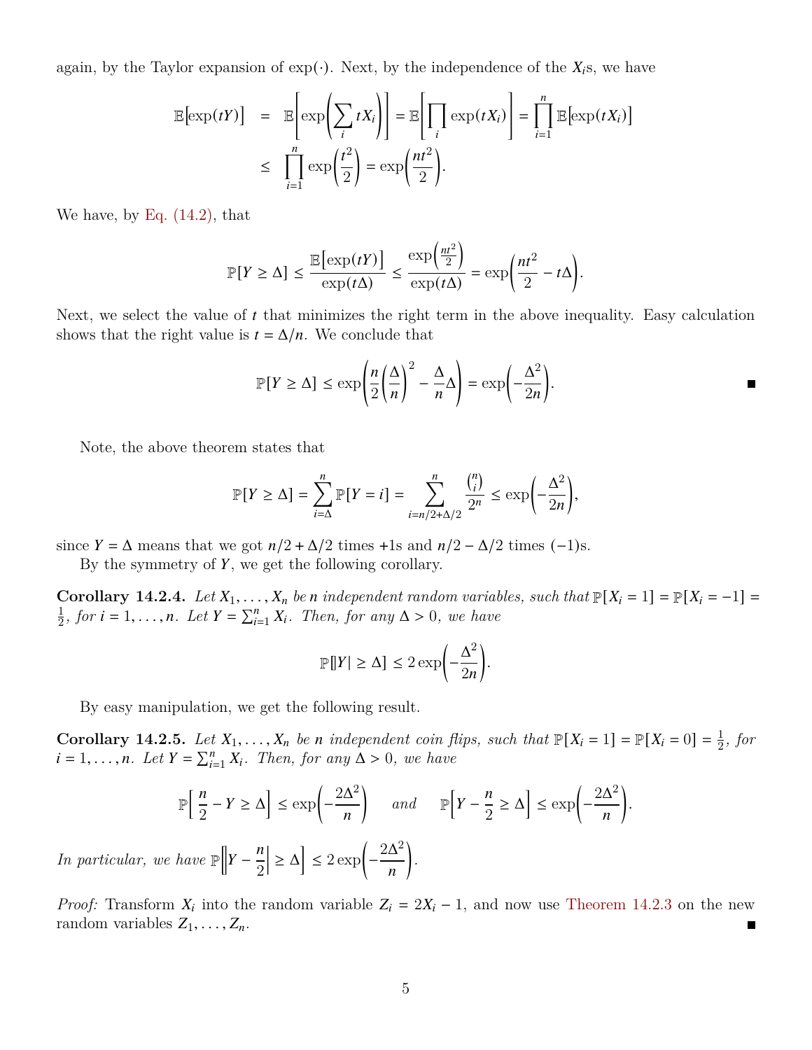again, by the Taylor expansion of $\exp(\cdot)$. Next, by the independence of the $X_i$s, we have

$$
\begin{aligned}
\mathbb{E}\big[\exp(tY)\big] &= \mathbb{E}\left[\exp\left(\sum_i tX_i\right)\right] = \mathbb{E}\left[\prod_i \exp(tX_i)\right] = \prod_{i=1}^{n} \mathbb{E}\big[\exp(tX_i)\big] \\
&\leq \prod_{i=1}^{n} \exp\left(\frac{t^2}{2}\right) = \exp\left(\frac{nt^2}{2}\right).
\end{aligned}
$$

We have, by Eq. (14.2), that

$$
\mathbb{P}[Y \geq \Delta] \leq \frac{\mathbb{E}\big[\exp(tY)\big]}{\exp(t\Delta)} \leq \frac{\exp\left(\frac{nt^2}{2}\right)}{\exp(t\Delta)} = \exp\left(\frac{nt^2}{2} - t\Delta\right).
$$

Next, we select the value of $t$ that minimizes the right term in the above inequality. Easy calculation shows that the right value is $t = \Delta/n$. We conclude that

$$
\mathbb{P}[Y \geq \Delta] \leq \exp\left(\frac{n}{2}\left(\frac{\Delta}{n}\right)^2 - \frac{\Delta}{n}\Delta\right) = \exp\left(-\frac{\Delta^2}{2n}\right).
$$

■

Note, the above theorem states that

$$
\mathbb{P}[Y \geq \Delta] = \sum_{i=\Delta}^{n} \mathbb{P}[Y = i] = \sum_{i=n/2+\Delta/2}^{n} \frac{\binom{n}{i}}{2^n} \leq \exp\left(-\frac{\Delta^2}{2n}\right),
$$

since $Y = \Delta$ means that we got $n/2 + \Delta/2$ times $+1$s and $n/2 - \Delta/2$ times $(-1)$s.

By the symmetry of $Y$, we get the following corollary.

**Corollary 14.2.4.** *Let $X_1, \ldots, X_n$ be $n$ independent random variables, such that $\mathbb{P}[X_i = 1] = \mathbb{P}[X_i = -1] = \frac{1}{2}$, for $i = 1, \ldots, n$. Let $Y = \sum_{i=1}^{n} X_i$. Then, for any $\Delta > 0$, we have*

$$
\mathbb{P}[|Y| \geq \Delta] \leq 2\exp\left(-\frac{\Delta^2}{2n}\right).
$$

By easy manipulation, we get the following result.

**Corollary 14.2.5.** *Let $X_1, \ldots, X_n$ be $n$ independent coin flips, such that $\mathbb{P}[X_i = 1] = \mathbb{P}[X_i = 0] = \frac{1}{2}$, for $i = 1, \ldots, n$. Let $Y = \sum_{i=1}^{n} X_i$. Then, for any $\Delta > 0$, we have*

$$
\mathbb{P}\left[\frac{n}{2} - Y \geq \Delta\right] \leq \exp\left(-\frac{2\Delta^2}{n}\right) \quad \text{and} \quad \mathbb{P}\left[Y - \frac{n}{2} \geq \Delta\right] \leq \exp\left(-\frac{2\Delta^2}{n}\right).
$$

*In particular, we have* $\mathbb{P}\left[\left|Y - \frac{n}{2}\right| \geq \Delta\right] \leq 2\exp\left(-\frac{2\Delta^2}{n}\right)$.

*Proof:* Transform $X_i$ into the random variable $Z_i = 2X_i - 1$, and now use Theorem 14.2.3 on the new random variables $Z_1, \ldots, Z_n$. ■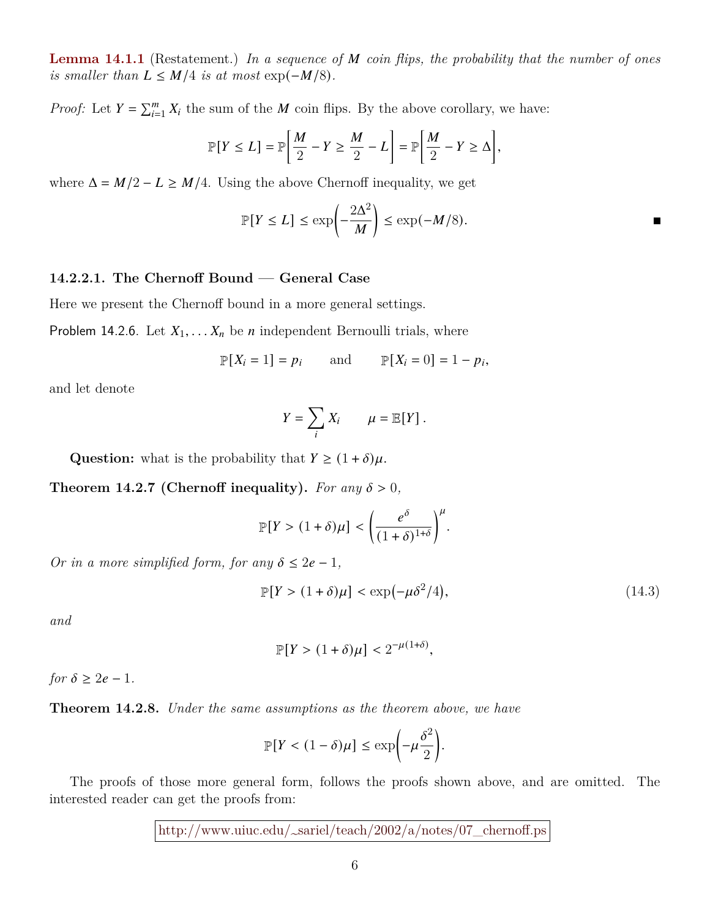**Lemma 14.1.1** (Restatement.) *In a sequence of $M$ coin flips, the probability that the number of ones is smaller than $L \le M/4$ is at most* $\exp(-M/8)$.

*Proof:* Let $Y = \sum_{i=1}^{m} X_i$ the sum of the $M$ coin flips. By the above corollary, we have:

$$\mathbb{P}[Y \le L] = \mathbb{P}\left[\frac{M}{2} - Y \ge \frac{M}{2} - L\right] = \mathbb{P}\left[\frac{M}{2} - Y \ge \Delta\right],$$

where $\Delta = M/2 - L \ge M/4$. Using the above Chernoff inequality, we get

$$\mathbb{P}[Y \le L] \le \exp\left(-\frac{2\Delta^2}{M}\right) \le \exp(-M/8).$$

■

#### 14.2.2.1. The Chernoff Bound — General Case

Here we present the Chernoff bound in a more general settings.

Problem 14.2.6. Let $X_1, \ldots X_n$ be $n$ independent Bernoulli trials, where

$$\mathbb{P}[X_i = 1] = p_i \qquad \text{and} \qquad \mathbb{P}[X_i = 0] = 1 - p_i,$$

and let denote

$$Y = \sum_i X_i \qquad \mu = \mathbb{E}[Y].$$

**Question:** what is the probability that $Y \ge (1+\delta)\mu$.

**Theorem 14.2.7 (Chernoff inequality).** *For any $\delta > 0$,*

$$\mathbb{P}[Y > (1+\delta)\mu] < \left(\frac{e^\delta}{(1+\delta)^{1+\delta}}\right)^\mu.$$

*Or in a more simplified form, for any $\delta \le 2e - 1$,*

$$\mathbb{P}[Y > (1+\delta)\mu] < \exp(-\mu\delta^2/4), \tag{14.3}$$

*and*

$$\mathbb{P}[Y > (1+\delta)\mu] < 2^{-\mu(1+\delta)},$$

*for $\delta \ge 2e - 1$.*

**Theorem 14.2.8.** *Under the same assumptions as the theorem above, we have*

$$\mathbb{P}[Y < (1-\delta)\mu] \le \exp\left(-\mu\frac{\delta^2}{2}\right).$$

The proofs of those more general form, follows the proofs shown above, and are omitted. The interested reader can get the proofs from:

http://www.uiuc.edu/~sariel/teach/2002/a/notes/07_chernoff.ps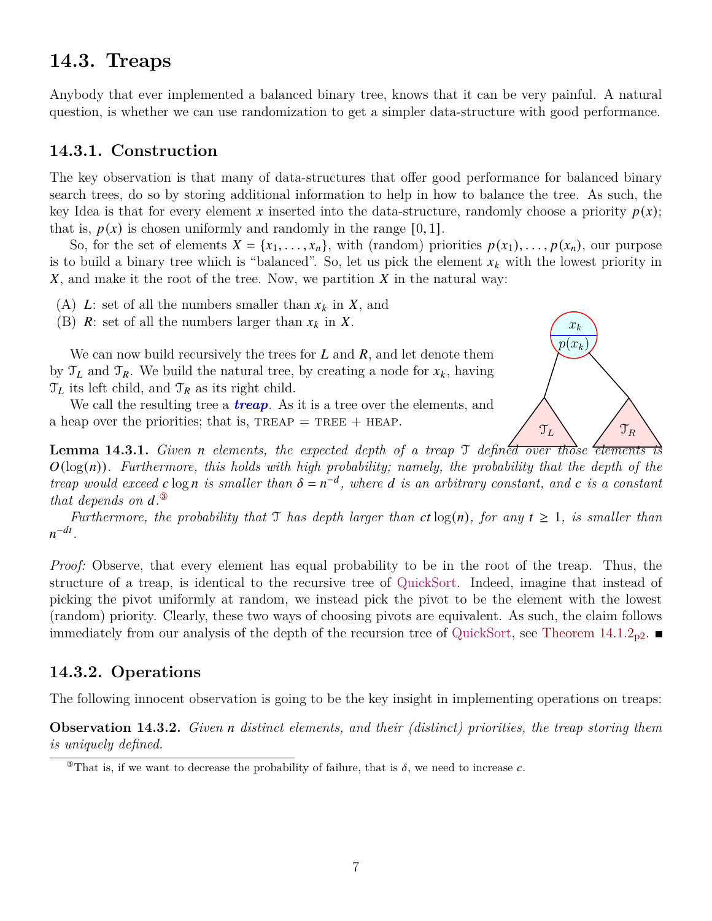## 14.3. Treaps

Anybody that ever implemented a balanced binary tree, knows that it can be very painful. A natural question, is whether we can use randomization to get a simpler data-structure with good performance.

### 14.3.1. Construction

The key observation is that many of data-structures that offer good performance for balanced binary search trees, do so by storing additional information to help in how to balance the tree. As such, the key Idea is that for every element $x$ inserted into the data-structure, randomly choose a priority $p(x)$; that is, $p(x)$ is chosen uniformly and randomly in the range $[0, 1]$.

So, for the set of elements $X = \{x_1, \ldots, x_n\}$, with (random) priorities $p(x_1), \ldots, p(x_n)$, our purpose is to build a binary tree which is "balanced". So, let us pick the element $x_k$ with the lowest priority in $X$, and make it the root of the tree. Now, we partition $X$ in the natural way:

(A) $L$: set of all the numbers smaller than $x_k$ in $X$, and
(B) $R$: set of all the numbers larger than $x_k$ in $X$.

We can now build recursively the trees for $L$ and $R$, and let denote them by $\mathcal{T}_L$ and $\mathcal{T}_R$. We build the natural tree, by creating a node for $x_k$, having $\mathcal{T}_L$ its left child, and $\mathcal{T}_R$ as its right child.

We call the resulting tree a ***treap***. As it is a tree over the elements, and a heap over the priorities; that is, TREAP = TREE + HEAP.

**Lemma 14.3.1.** *Given $n$ elements, the expected depth of a treap $\mathcal{T}$ defined over those elements is $O(\log(n))$. Furthermore, this holds with high probability; namely, the probability that the depth of the treap would exceed $c \log n$ is smaller than $\delta = n^{-d}$, where $d$ is an arbitrary constant, and $c$ is a constant that depends on $d$.*[3]

*Furthermore, the probability that $\mathcal{T}$ has depth larger than $ct \log(n)$, for any $t \geq 1$, is smaller than $n^{-dt}$.*

*Proof:* Observe, that every element has equal probability to be in the root of the treap. Thus, the structure of a treap, is identical to the recursive tree of QuickSort. Indeed, imagine that instead of picking the pivot uniformly at random, we instead pick the pivot to be the element with the lowest (random) priority. Clearly, these two ways of choosing pivots are equivalent. As such, the claim follows immediately from our analysis of the depth of the recursion tree of QuickSort, see Theorem 14.1.2$_{p2}$. ∎

### 14.3.2. Operations

The following innocent observation is going to be the key insight in implementing operations on treaps:

**Observation 14.3.2.** *Given $n$ distinct elements, and their (distinct) priorities, the treap storing them is uniquely defined.*

[3] That is, if we want to decrease the probability of failure, that is $\delta$, we need to increase $c$.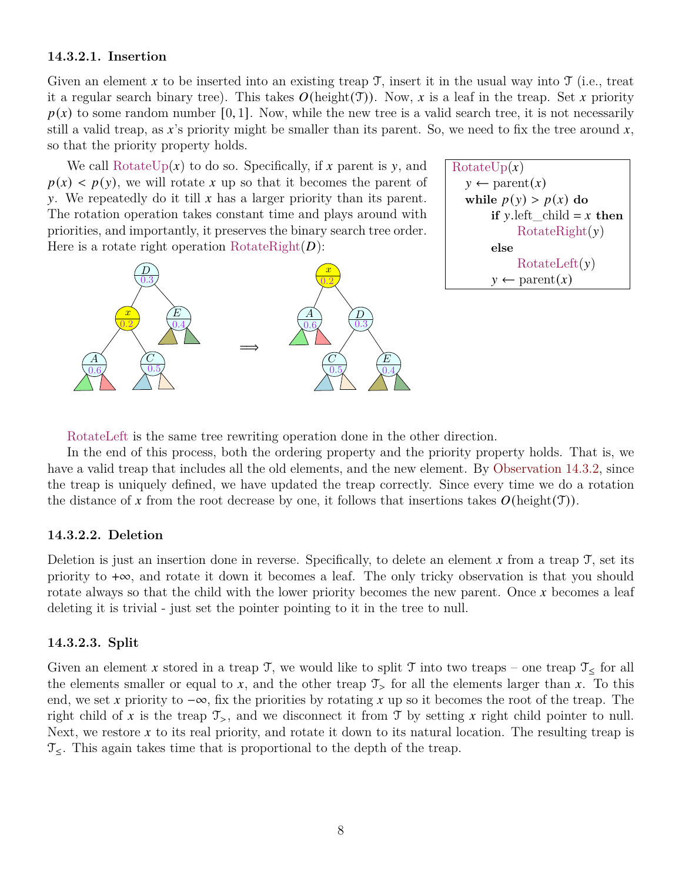#### 14.3.2.1. Insertion

Given an element $x$ to be inserted into an existing treap $\mathcal{T}$, insert it in the usual way into $\mathcal{T}$ (i.e., treat it a regular search binary tree). This takes $O(\text{height}(\mathcal{T}))$. Now, $x$ is a leaf in the treap. Set $x$ priority $p(x)$ to some random number $[0, 1]$. Now, while the new tree is a valid search tree, it is not necessarily still a valid treap, as $x$'s priority might be smaller than its parent. So, we need to fix the tree around $x$, so that the priority property holds.

We call RotateUp($x$) to do so. Specifically, if $x$ parent is $y$, and $p(x) < p(y)$, we will rotate $x$ up so that it becomes the parent of $y$. We repeatedly do it till $x$ has a larger priority than its parent. The rotation operation takes constant time and plays around with priorities, and importantly, it preserves the binary search tree order. Here is a rotate right operation RotateRight($D$):

```
RotateUp(x)
  y ← parent(x)
  while p(y) > p(x) do
      if y.left_child = x then
          RotateRight(y)
      else
          RotateLeft(y)
      y ← parent(x)
```

RotateLeft is the same tree rewriting operation done in the other direction.

In the end of this process, both the ordering property and the priority property holds. That is, we have a valid treap that includes all the old elements, and the new element. By Observation 14.3.2, since the treap is uniquely defined, we have updated the treap correctly. Since every time we do a rotation the distance of $x$ from the root decrease by one, it follows that insertions takes $O(\text{height}(\mathcal{T}))$.

#### 14.3.2.2. Deletion

Deletion is just an insertion done in reverse. Specifically, to delete an element $x$ from a treap $\mathcal{T}$, set its priority to $+\infty$, and rotate it down it becomes a leaf. The only tricky observation is that you should rotate always so that the child with the lower priority becomes the new parent. Once $x$ becomes a leaf deleting it is trivial - just set the pointer pointing to it in the tree to null.

#### 14.3.2.3. Split

Given an element $x$ stored in a treap $\mathcal{T}$, we would like to split $\mathcal{T}$ into two treaps – one treap $\mathcal{T}_{\leq}$ for all the elements smaller or equal to $x$, and the other treap $\mathcal{T}_{>}$ for all the elements larger than $x$. To this end, we set $x$ priority to $-\infty$, fix the priorities by rotating $x$ up so it becomes the root of the treap. The right child of $x$ is the treap $\mathcal{T}_{>}$, and we disconnect it from $\mathcal{T}$ by setting $x$ right child pointer to null. Next, we restore $x$ to its real priority, and rotate it down to its natural location. The resulting treap is $\mathcal{T}_{\leq}$. This again takes time that is proportional to the depth of the treap.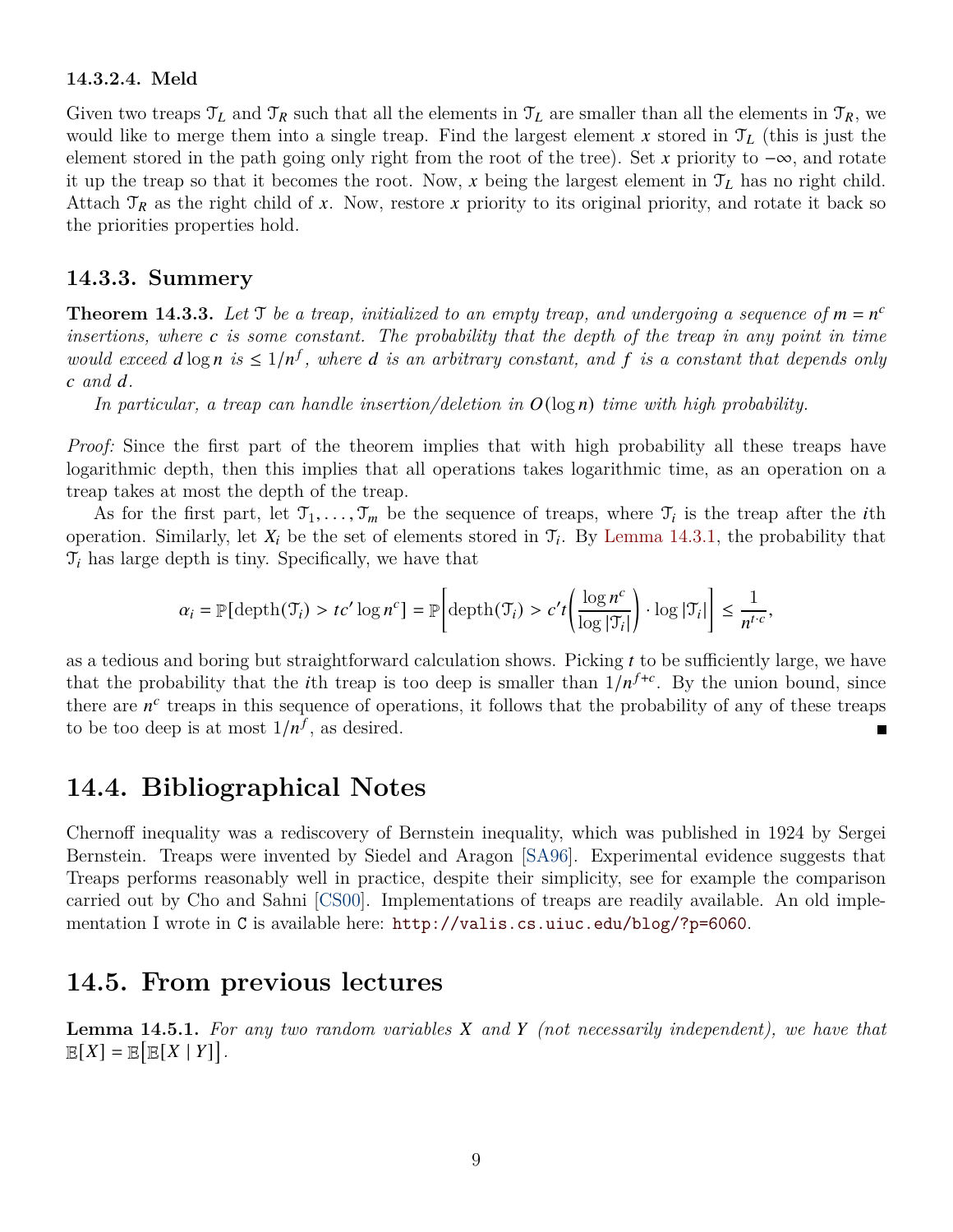#### 14.3.2.4. Meld

Given two treaps $\mathcal{T}_L$ and $\mathcal{T}_R$ such that all the elements in $\mathcal{T}_L$ are smaller than all the elements in $\mathcal{T}_R$, we would like to merge them into a single treap. Find the largest element $x$ stored in $\mathcal{T}_L$ (this is just the element stored in the path going only right from the root of the tree). Set $x$ priority to $-\infty$, and rotate it up the treap so that it becomes the root. Now, $x$ being the largest element in $\mathcal{T}_L$ has no right child. Attach $\mathcal{T}_R$ as the right child of $x$. Now, restore $x$ priority to its original priority, and rotate it back so the priorities properties hold.

### 14.3.3. Summery

**Theorem 14.3.3.** *Let $\mathcal{T}$ be a treap, initialized to an empty treap, and undergoing a sequence of $m = n^c$ insertions, where $c$ is some constant. The probability that the depth of the treap in any point in time would exceed $d \log n$ is $\leq 1/n^f$, where $d$ is an arbitrary constant, and $f$ is a constant that depends only $c$ and $d$.*

*In particular, a treap can handle insertion/deletion in $O(\log n)$ time with high probability.*

*Proof:* Since the first part of the theorem implies that with high probability all these treaps have logarithmic depth, then this implies that all operations takes logarithmic time, as an operation on a treap takes at most the depth of the treap.

As for the first part, let $\mathcal{T}_1, \ldots, \mathcal{T}_m$ be the sequence of treaps, where $\mathcal{T}_i$ is the treap after the $i$th operation. Similarly, let $X_i$ be the set of elements stored in $\mathcal{T}_i$. By Lemma 14.3.1, the probability that $\mathcal{T}_i$ has large depth is tiny. Specifically, we have that

$$\alpha_i = \mathbb{P}[\operatorname{depth}(\mathcal{T}_i) > tc' \log n^c] = \mathbb{P}\left[\operatorname{depth}(\mathcal{T}_i) > c't\left(\frac{\log n^c}{\log |\mathcal{T}_i|}\right) \cdot \log |\mathcal{T}_i|\right] \leq \frac{1}{n^{t \cdot c}},$$

as a tedious and boring but straightforward calculation shows. Picking $t$ to be sufficiently large, we have that the probability that the $i$th treap is too deep is smaller than $1/n^{f+c}$. By the union bound, since there are $n^c$ treaps in this sequence of operations, it follows that the probability of any of these treaps to be too deep is at most $1/n^f$, as desired. ∎

## 14.4. Bibliographical Notes

Chernoff inequality was a rediscovery of Bernstein inequality, which was published in 1924 by Sergei Bernstein. Treaps were invented by Siedel and Aragon [SA96]. Experimental evidence suggests that Treaps performs reasonably well in practice, despite their simplicity, see for example the comparison carried out by Cho and Sahni [CS00]. Implementations of treaps are readily available. An old implementation I wrote in C is available here: http://valis.cs.uiuc.edu/blog/?p=6060.

## 14.5. From previous lectures

**Lemma 14.5.1.** *For any two random variables $X$ and $Y$ (not necessarily independent), we have that $\mathbb{E}[X] = \mathbb{E}\big[\mathbb{E}[X \mid Y]\big]$.*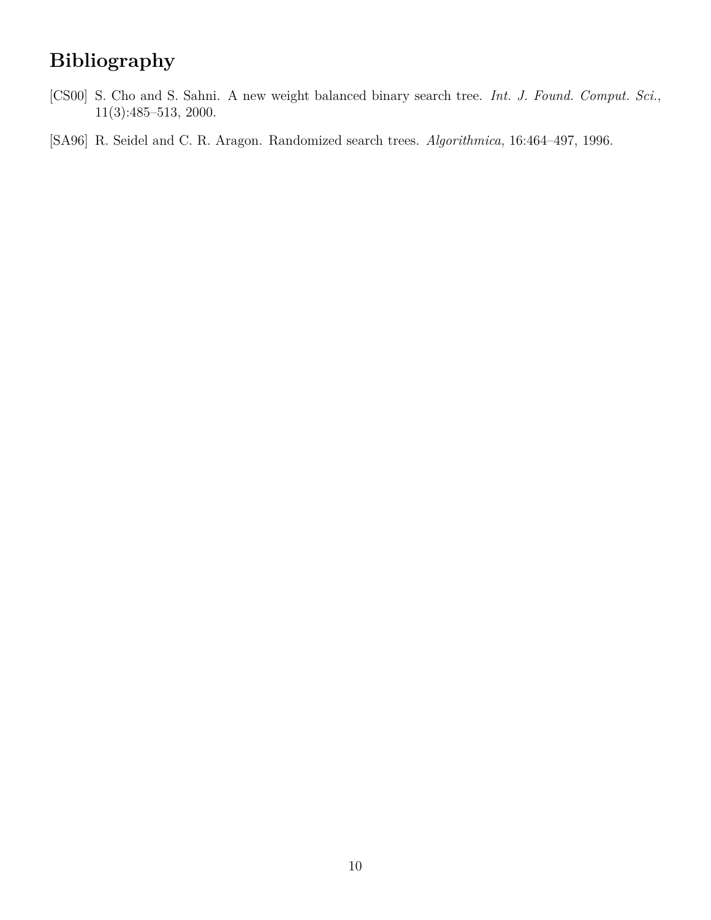# Bibliography

[CS00] S. Cho and S. Sahni. A new weight balanced binary search tree. *Int. J. Found. Comput. Sci.*, 11(3):485–513, 2000.

[SA96] R. Seidel and C. R. Aragon. Randomized search trees. *Algorithmica*, 16:464–497, 1996.